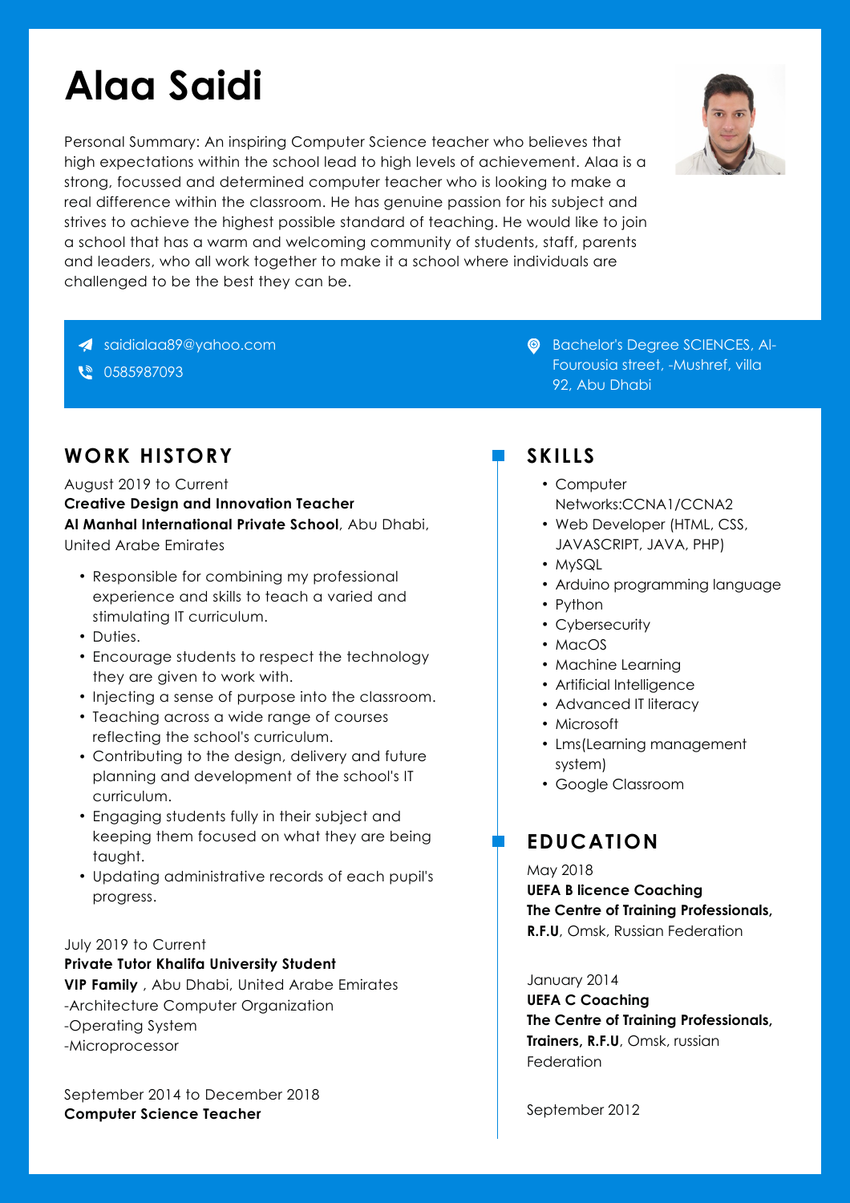# Alaa Saidi

Personal Summary: An inspiring Computer Science teacher who believes that high expectations within the school lead to high levels of achievement. Alaa is a strong, focussed and determined computer teacher who is looking to make a real difference within the classroom. He has genuine passion for his subject and strives to achieve the highest possible standard of teaching. He would like to join a school that has a warm and welcoming community of students, staff, parents and leaders, who all work together to make it a school where individuals are challenged to be the best they can be.

saidialaa89@yahoo.com

0585987093

Bachelor's Degree SCIENCES, Al-Fourousia street, -Mushref, villa 92, Abu Dhabi

## WORK HISTORY

August 2019 to Current
**Creative Design and Innovation Teacher**
**Al Manhal International Private School**, Abu Dhabi, United Arabe Emirates

- Responsible for combining my professional experience and skills to teach a varied and stimulating IT curriculum.
- Duties.
- Encourage students to respect the technology they are given to work with.
- Injecting a sense of purpose into the classroom.
- Teaching across a wide range of courses reflecting the school's curriculum.
- Contributing to the design, delivery and future planning and development of the school's IT curriculum.
- Engaging students fully in their subject and keeping them focused on what they are being taught.
- Updating administrative records of each pupil's progress.

July 2019 to Current
**Private Tutor Khalifa University Student**
**VIP Family** , Abu Dhabi, United Arabe Emirates
-Architecture Computer Organization
-Operating System
-Microprocessor

September 2014 to December 2018
**Computer Science Teacher**

## SKILLS

- Computer Networks:CCNA1/CCNA2
- Web Developer (HTML, CSS, JAVASCRIPT, JAVA, PHP)
- MySQL
- Arduino programming language
- Python
- Cybersecurity
- MacOS
- Machine Learning
- Artificial Intelligence
- Advanced IT literacy
- Microsoft
- Lms(Learning management system)
- Google Classroom

## EDUCATION

May 2018
**UEFA B licence Coaching**
**The Centre of Training Professionals, R.F.U**, Omsk, Russian Federation

January 2014
**UEFA C Coaching**
**The Centre of Training Professionals, Trainers, R.F.U**, Omsk, russian Federation

September 2012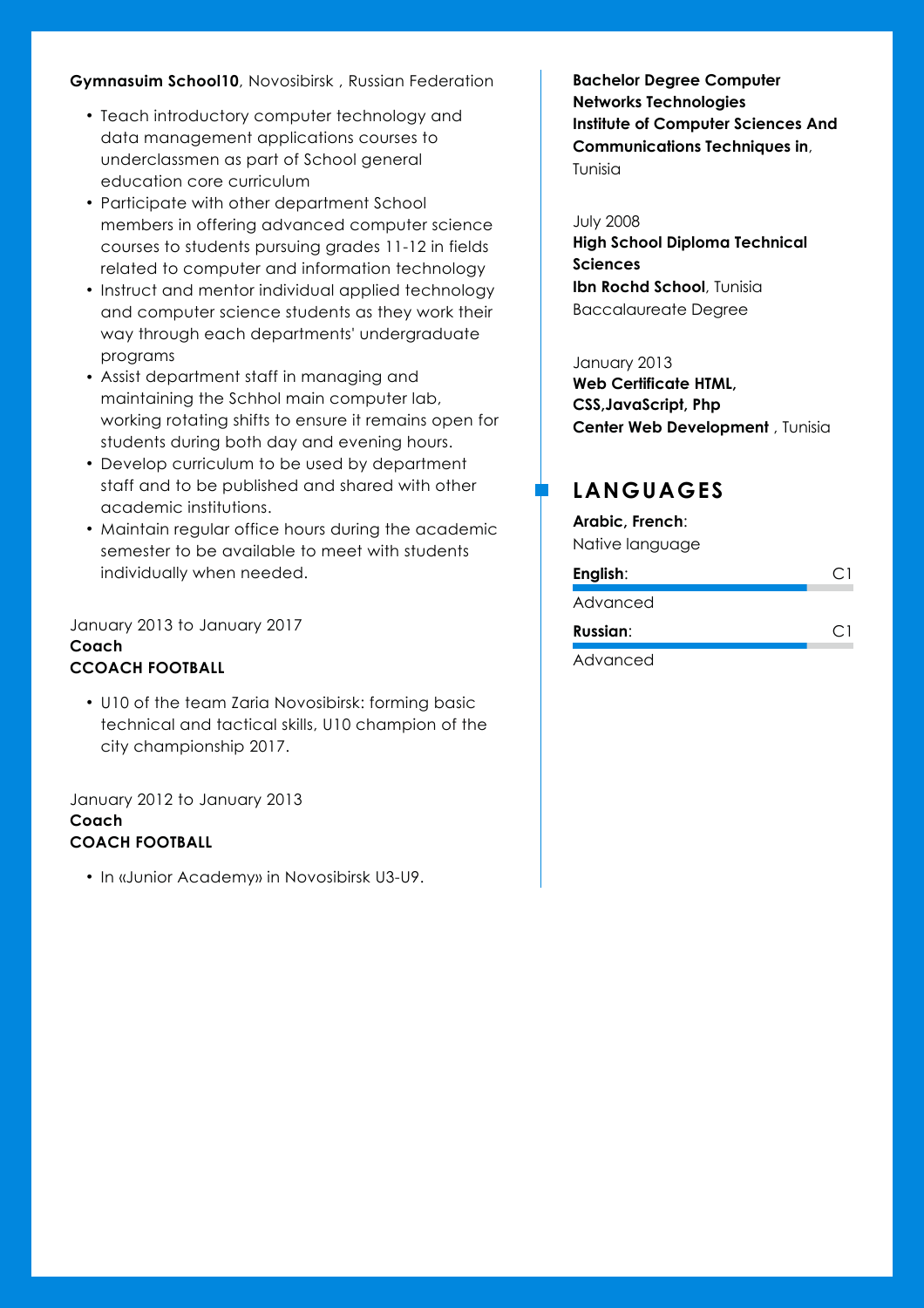**Gymnasuim School10**, Novosibirsk , Russian Federation

- Teach introductory computer technology and data management applications courses to underclassmen as part of School general education core curriculum
- Participate with other department School members in offering advanced computer science courses to students pursuing grades 11-12 in fields related to computer and information technology
- Instruct and mentor individual applied technology and computer science students as they work their way through each departments' undergraduate programs
- Assist department staff in managing and maintaining the Schhol main computer lab, working rotating shifts to ensure it remains open for students during both day and evening hours.
- Develop curriculum to be used by department staff and to be published and shared with other academic institutions.
- Maintain regular office hours during the academic semester to be available to meet with students individually when needed.

January 2013 to January 2017
**Coach**
**CCOACH FOOTBALL**

- U10 of the team Zaria Novosibirsk: forming basic technical and tactical skills, U10 champion of the city championship 2017.

January 2012 to January 2013
**Coach**
**COACH FOOTBALL**

- In «Junior Academy» in Novosibirsk U3-U9.

**Bachelor Degree Computer Networks Technologies**
**Institute of Computer Sciences And Communications Techniques in**, Tunisia

July 2008
**High School Diploma Technical Sciences**
**Ibn Rochd School**, Tunisia
Baccalaureate Degree

January 2013
**Web Certificate HTML, CSS,JavaScript, Php**
**Center Web Development** , Tunisia

## LANGUAGES

**Arabic, French**:
Native language

**English**: C1
Advanced

**Russian**: C1
Advanced